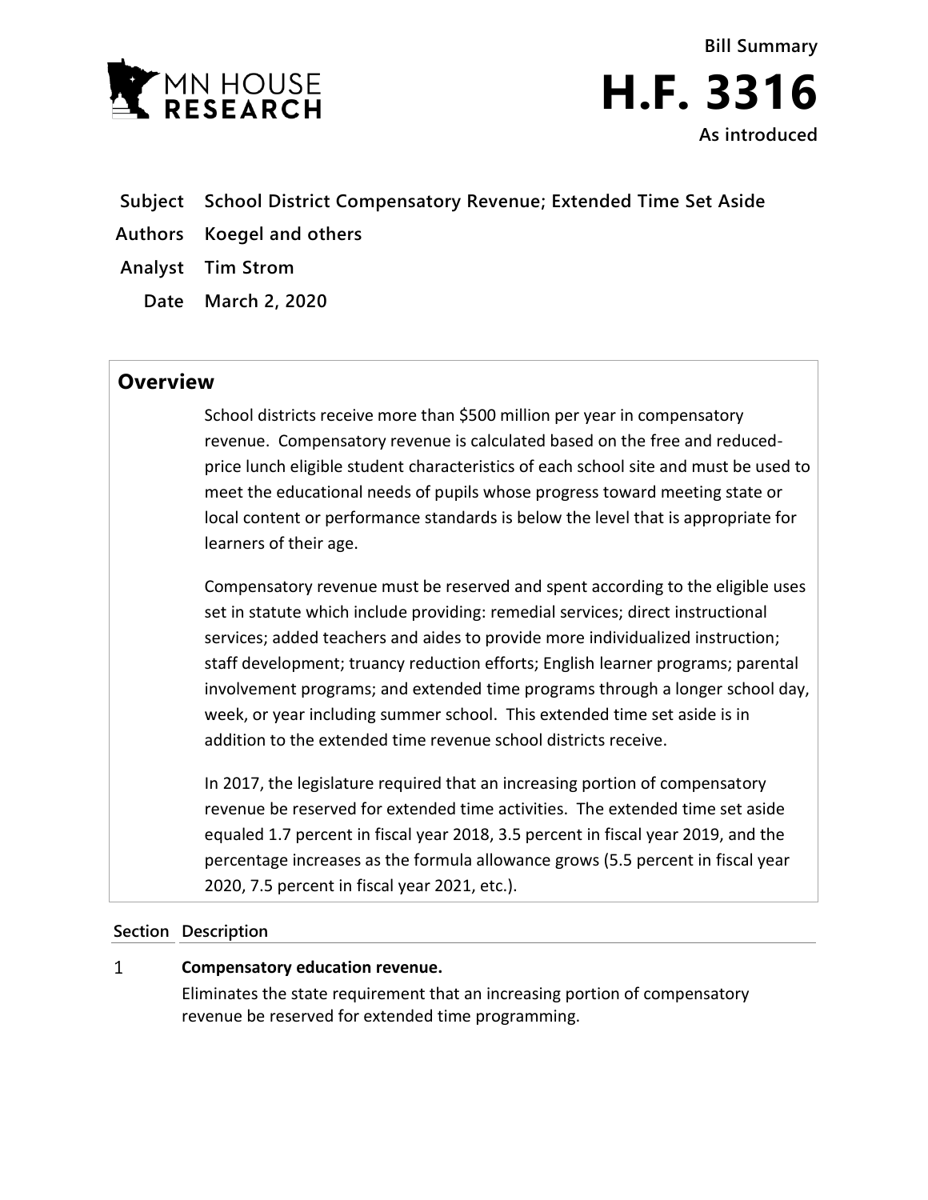MN HOUSE RESEARCH

**Bill Summary**

# H.F. 3316

**As introduced**

| | |
|---|---|
| **Subject** | **School District Compensatory Revenue; Extended Time Set Aside** |
| **Authors** | **Koegel and others** |
| **Analyst** | **Tim Strom** |
| **Date** | **March 2, 2020** |

## Overview

School districts receive more than $500 million per year in compensatory revenue. Compensatory revenue is calculated based on the free and reduced-price lunch eligible student characteristics of each school site and must be used to meet the educational needs of pupils whose progress toward meeting state or local content or performance standards is below the level that is appropriate for learners of their age.

Compensatory revenue must be reserved and spent according to the eligible uses set in statute which include providing: remedial services; direct instructional services; added teachers and aides to provide more individualized instruction; staff development; truancy reduction efforts; English learner programs; parental involvement programs; and extended time programs through a longer school day, week, or year including summer school. This extended time set aside is in addition to the extended time revenue school districts receive.

In 2017, the legislature required that an increasing portion of compensatory revenue be reserved for extended time activities. The extended time set aside equaled 1.7 percent in fiscal year 2018, 3.5 percent in fiscal year 2019, and the percentage increases as the formula allowance grows (5.5 percent in fiscal year 2020, 7.5 percent in fiscal year 2021, etc.).

| Section | Description |
|---|---|
| 1 | **Compensatory education revenue.** Eliminates the state requirement that an increasing portion of compensatory revenue be reserved for extended time programming. |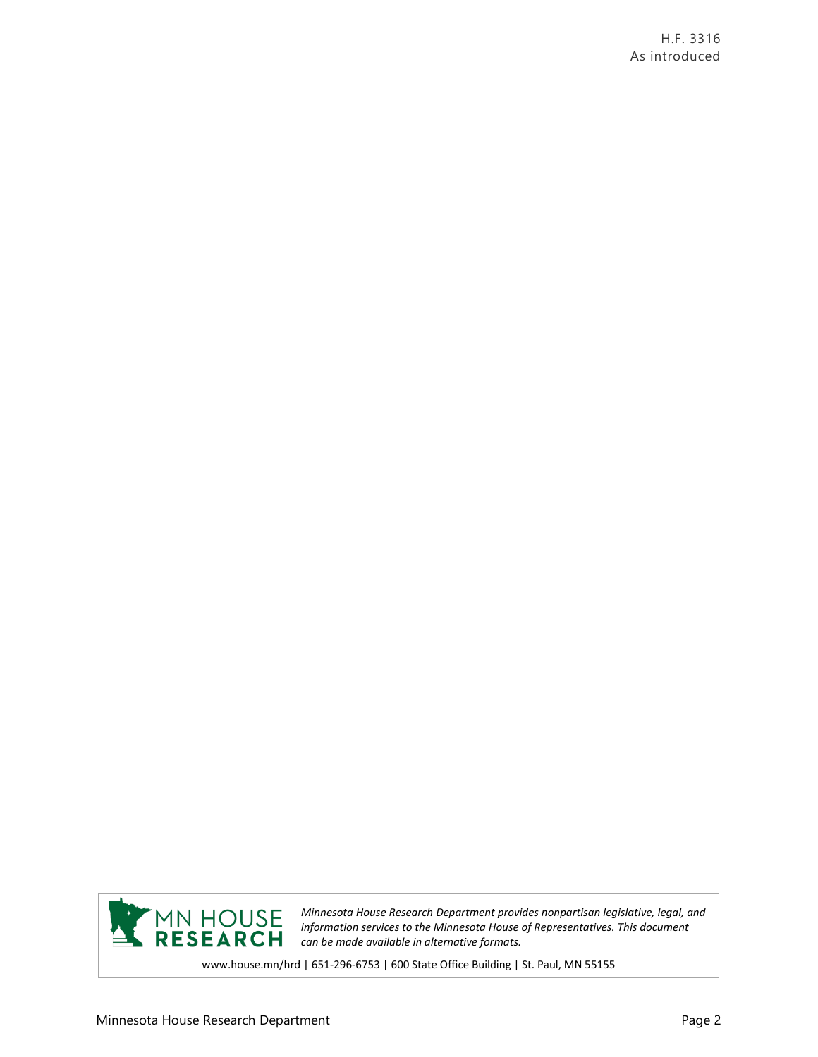Minnesota House Research Department provides nonpartisan legislative, legal, and information services to the Minnesota House of Representatives. This document can be made available in alternative formats.

www.house.mn/hrd | 651-296-6753 | 600 State Office Building | St. Paul, MN 55155